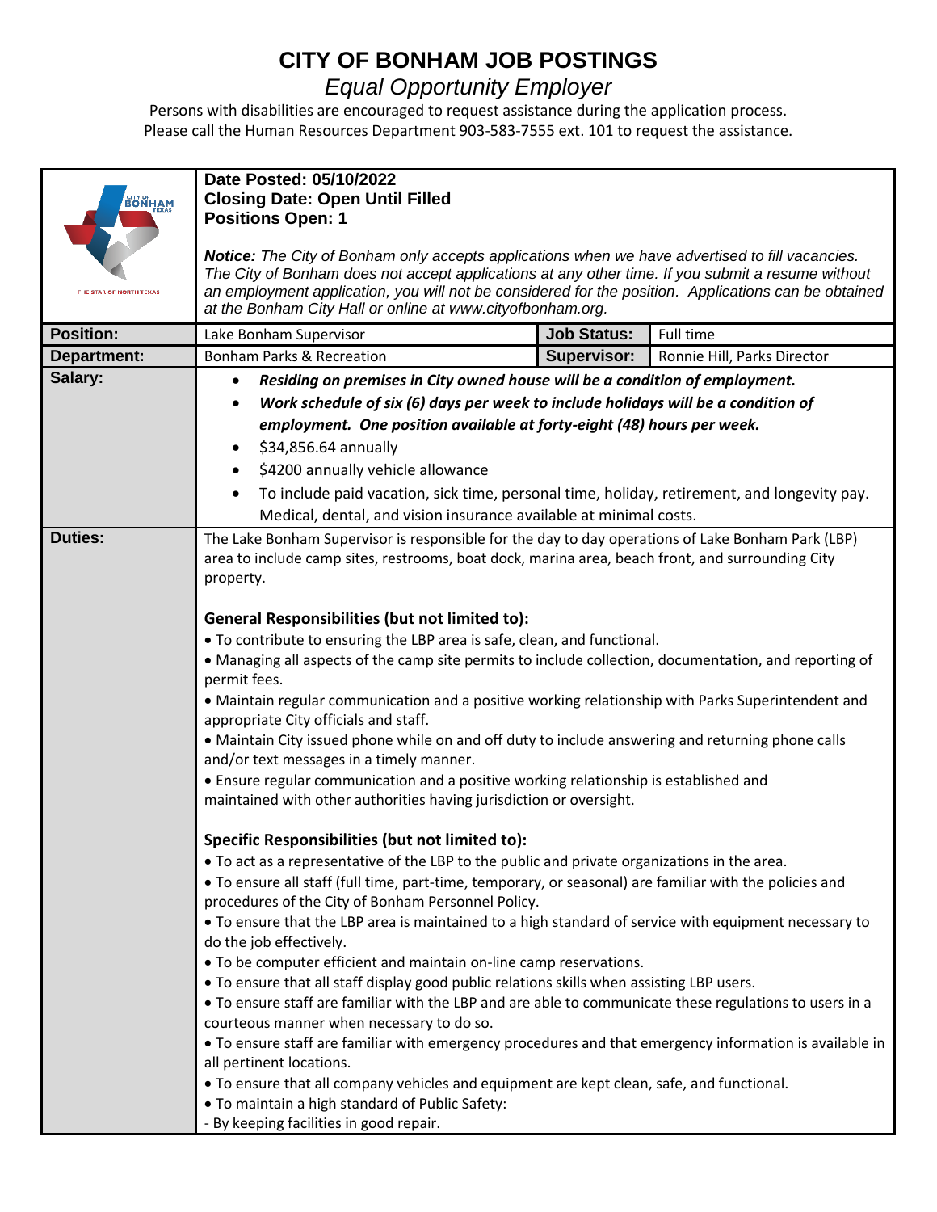# CITY OF BONHAM JOB POSTINGS

*Equal Opportunity Employer*

Persons with disabilities are encouraged to request assistance during the application process.
Please call the Human Resources Department 903-583-7555 ext. 101 to request the assistance.

**Date Posted: 05/10/2022**
**Closing Date: Open Until Filled**
**Positions Open: 1**

***Notice:*** *The City of Bonham only accepts applications when we have advertised to fill vacancies. The City of Bonham does not accept applications at any other time. If you submit a resume without an employment application, you will not be considered for the position. Applications can be obtained at the Bonham City Hall or online at www.cityofbonham.org.*

| **Position:** | Lake Bonham Supervisor | **Job Status:** | Full time |
|---|---|---|---|
| **Department:** | Bonham Parks & Recreation | **Supervisor:** | Ronnie Hill, Parks Director |

**Salary:**

- ***Residing on premises in City owned house will be a condition of employment.***
- ***Work schedule of six (6) days per week to include holidays will be a condition of employment. One position available at forty-eight (48) hours per week.***
- $34,856.64 annually
- $4200 annually vehicle allowance
- To include paid vacation, sick time, personal time, holiday, retirement, and longevity pay. Medical, dental, and vision insurance available at minimal costs.

**Duties:**

The Lake Bonham Supervisor is responsible for the day to day operations of Lake Bonham Park (LBP) area to include camp sites, restrooms, boat dock, marina area, beach front, and surrounding City property.

**General Responsibilities (but not limited to):**

- To contribute to ensuring the LBP area is safe, clean, and functional.
- Managing all aspects of the camp site permits to include collection, documentation, and reporting of permit fees.
- Maintain regular communication and a positive working relationship with Parks Superintendent and appropriate City officials and staff.
- Maintain City issued phone while on and off duty to include answering and returning phone calls and/or text messages in a timely manner.
- Ensure regular communication and a positive working relationship is established and maintained with other authorities having jurisdiction or oversight.

**Specific Responsibilities (but not limited to):**

- To act as a representative of the LBP to the public and private organizations in the area.
- To ensure all staff (full time, part-time, temporary, or seasonal) are familiar with the policies and procedures of the City of Bonham Personnel Policy.
- To ensure that the LBP area is maintained to a high standard of service with equipment necessary to do the job effectively.
- To be computer efficient and maintain on-line camp reservations.
- To ensure that all staff display good public relations skills when assisting LBP users.
- To ensure staff are familiar with the LBP and are able to communicate these regulations to users in a courteous manner when necessary to do so.
- To ensure staff are familiar with emergency procedures and that emergency information is available in all pertinent locations.
- To ensure that all company vehicles and equipment are kept clean, safe, and functional.
- To maintain a high standard of Public Safety:
  - By keeping facilities in good repair.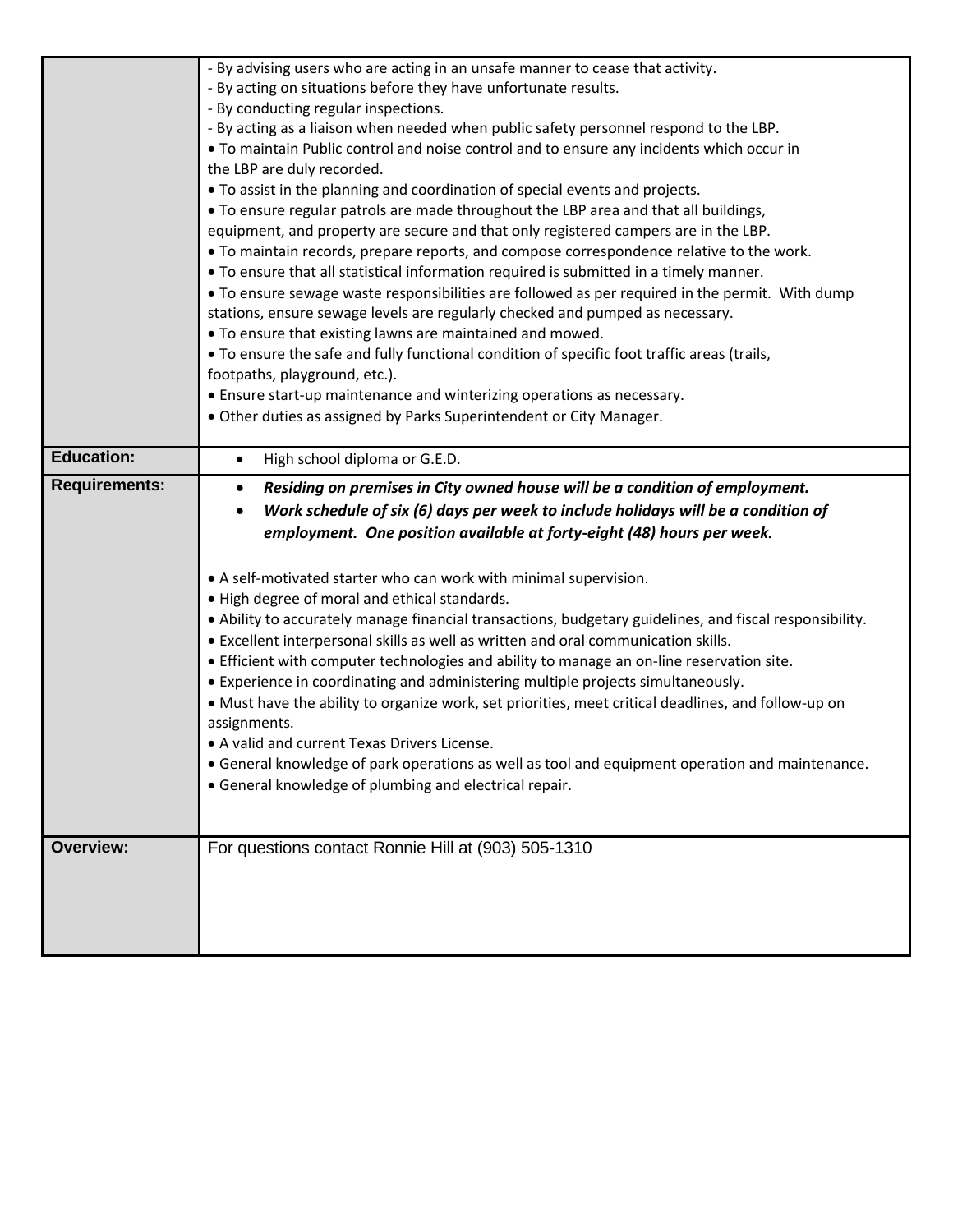| | |
|---|---|
| | - By advising users who are acting in an unsafe manner to cease that activity.<br>- By acting on situations before they have unfortunate results.<br>- By conducting regular inspections.<br>- By acting as a liaison when needed when public safety personnel respond to the LBP.<br>• To maintain Public control and noise control and to ensure any incidents which occur in the LBP are duly recorded.<br>• To assist in the planning and coordination of special events and projects.<br>• To ensure regular patrols are made throughout the LBP area and that all buildings, equipment, and property are secure and that only registered campers are in the LBP.<br>• To maintain records, prepare reports, and compose correspondence relative to the work.<br>• To ensure that all statistical information required is submitted in a timely manner.<br>• To ensure sewage waste responsibilities are followed as per required in the permit. With dump stations, ensure sewage levels are regularly checked and pumped as necessary.<br>• To ensure that existing lawns are maintained and mowed.<br>• To ensure the safe and fully functional condition of specific foot traffic areas (trails, footpaths, playground, etc.).<br>• Ensure start-up maintenance and winterizing operations as necessary.<br>• Other duties as assigned by Parks Superintendent or City Manager. |
| **Education:** | • High school diploma or G.E.D. |
| **Requirements:** | • ***Residing on premises in City owned house will be a condition of employment.***<br>• ***Work schedule of six (6) days per week to include holidays will be a condition of employment. One position available at forty-eight (48) hours per week.***<br><br>• A self-motivated starter who can work with minimal supervision.<br>• High degree of moral and ethical standards.<br>• Ability to accurately manage financial transactions, budgetary guidelines, and fiscal responsibility.<br>• Excellent interpersonal skills as well as written and oral communication skills.<br>• Efficient with computer technologies and ability to manage an on-line reservation site.<br>• Experience in coordinating and administering multiple projects simultaneously.<br>• Must have the ability to organize work, set priorities, meet critical deadlines, and follow-up on assignments.<br>• A valid and current Texas Drivers License.<br>• General knowledge of park operations as well as tool and equipment operation and maintenance.<br>• General knowledge of plumbing and electrical repair. |
| **Overview:** | For questions contact Ronnie Hill at (903) 505-1310 |